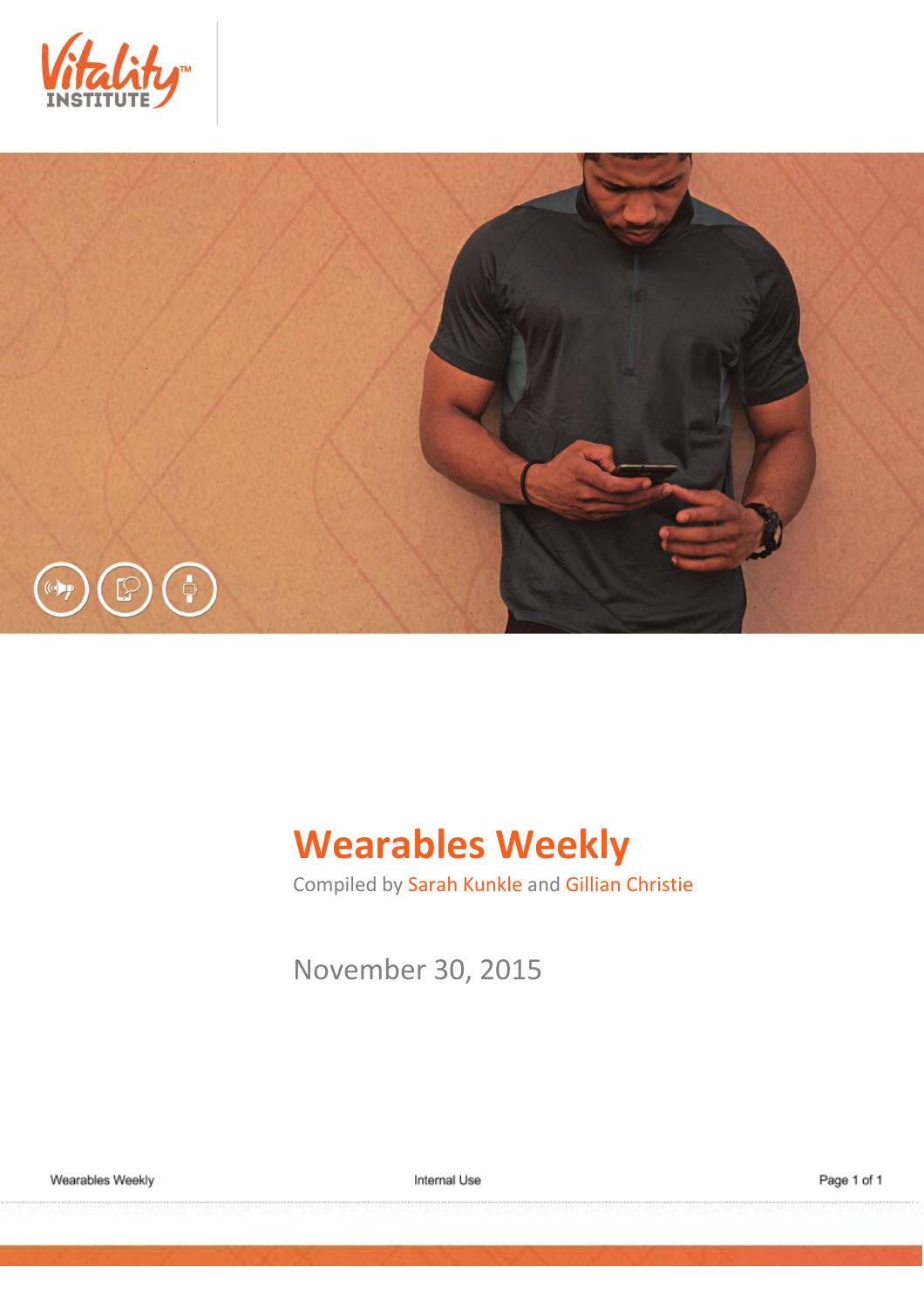# Wearables Weekly

Compiled by Sarah Kunkle and Gillian Christie

November 30, 2015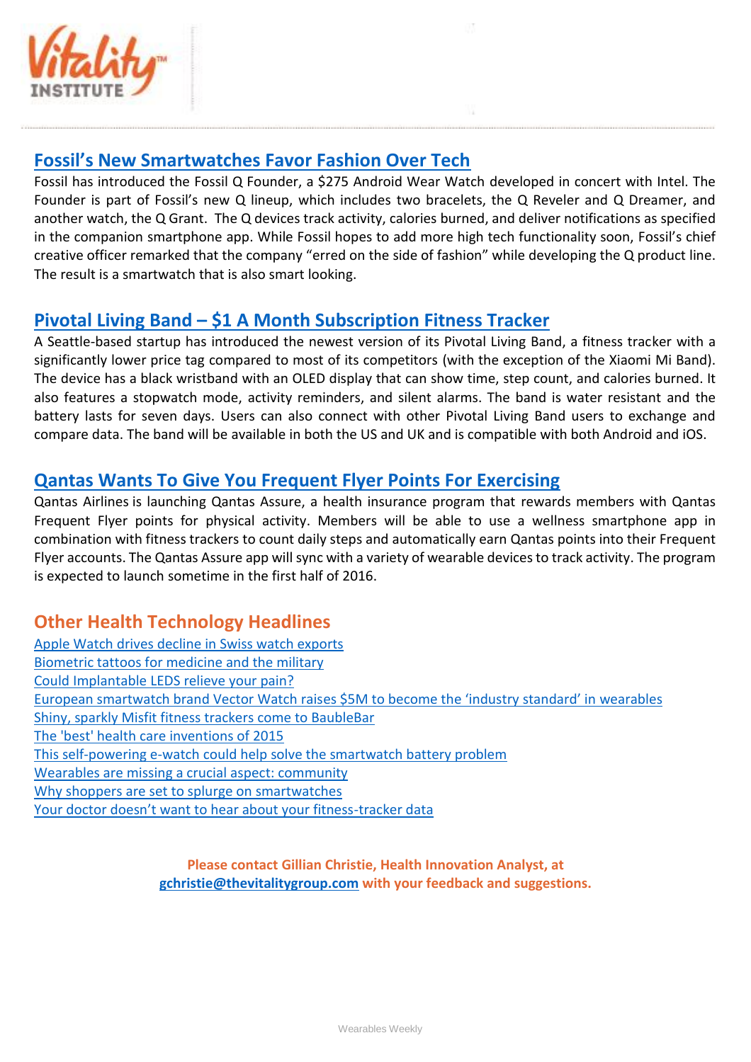## [Fossil's New Smartwatches Favor Fashion Over Tech]

Fossil has introduced the Fossil Q Founder, a $275 Android Wear Watch developed in concert with Intel. The Founder is part of Fossil's new Q lineup, which includes two bracelets, the Q Reveler and Q Dreamer, and another watch, the Q Grant. The Q devices track activity, calories burned, and deliver notifications as specified in the companion smartphone app. While Fossil hopes to add more high tech functionality soon, Fossil's chief creative officer remarked that the company "erred on the side of fashion" while developing the Q product line. The result is a smartwatch that is also smart looking.

## [Pivotal Living Band – $1 A Month Subscription Fitness Tracker]

A Seattle-based startup has introduced the newest version of its Pivotal Living Band, a fitness tracker with a significantly lower price tag compared to most of its competitors (with the exception of the Xiaomi Mi Band). The device has a black wristband with an OLED display that can show time, step count, and calories burned. It also features a stopwatch mode, activity reminders, and silent alarms. The band is water resistant and the battery lasts for seven days. Users can also connect with other Pivotal Living Band users to exchange and compare data. The band will be available in both the US and UK and is compatible with both Android and iOS.

## [Qantas Wants To Give You Frequent Flyer Points For Exercising]

Qantas Airlines is launching Qantas Assure, a health insurance program that rewards members with Qantas Frequent Flyer points for physical activity. Members will be able to use a wellness smartphone app in combination with fitness trackers to count daily steps and automatically earn Qantas points into their Frequent Flyer accounts. The Qantas Assure app will sync with a variety of wearable devices to track activity. The program is expected to launch sometime in the first half of 2016.

## Other Health Technology Headlines

Apple Watch drives decline in Swiss watch exports
Biometric tattoos for medicine and the military
Could Implantable LEDS relieve your pain?
European smartwatch brand Vector Watch raises $5M to become the 'industry standard' in wearables
Shiny, sparkly Misfit fitness trackers come to BaubleBar
The 'best' health care inventions of 2015
This self-powering e-watch could help solve the smartwatch battery problem
Wearables are missing a crucial aspect: community
Why shoppers are set to splurge on smartwatches
Your doctor doesn't want to hear about your fitness-tracker data

**Please contact Gillian Christie, Health Innovation Analyst, at gchristie@thevitalitygroup.com with your feedback and suggestions.**